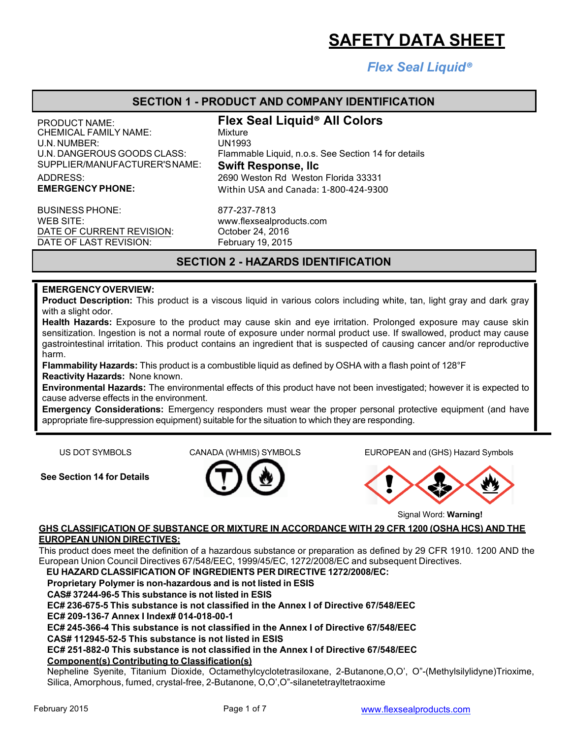# SAFETY DATA SHEET

*Flex Seal Liquid®*

## SECTION 1 - PRODUCT AND COMPANY IDENTIFICATION

| | |
|---|---|
| PRODUCT NAME: | **Flex Seal Liquid® All Colors** |
| CHEMICAL FAMILY NAME: | Mixture |
| U.N. NUMBER: | UN1993 |
| U.N. DANGEROUS GOODS CLASS: | Flammable Liquid, n.o.s. See Section 14 for details |
| SUPPLIER/MANUFACTURER'S NAME: | **Swift Response, llc** |
| ADDRESS: | 2690 Weston Rd Weston Florida 33331 |
| **EMERGENCY PHONE:** | Within USA and Canada: 1-800-424-9300 |
| BUSINESS PHONE: | 877-237-7813 |
| WEB SITE: | www.flexsealproducts.com |
| DATE OF CURRENT REVISION: | October 24, 2016 |
| DATE OF LAST REVISION: | February 19, 2015 |

## SECTION 2 - HAZARDS IDENTIFICATION

**EMERGENCY OVERVIEW:**

**Product Description:** This product is a viscous liquid in various colors including white, tan, light gray and dark gray with a slight odor.

**Health Hazards:** Exposure to the product may cause skin and eye irritation. Prolonged exposure may cause skin sensitization. Ingestion is not a normal route of exposure under normal product use. If swallowed, product may cause gastrointestinal irritation. This product contains an ingredient that is suspected of causing cancer and/or reproductive harm.

**Flammability Hazards:** This product is a combustible liquid as defined by OSHA with a flash point of 128°F

**Reactivity Hazards:** None known.

**Environmental Hazards:** The environmental effects of this product have not been investigated; however it is expected to cause adverse effects in the environment.

**Emergency Considerations:** Emergency responders must wear the proper personal protective equipment (and have appropriate fire-suppression equipment) suitable for the situation to which they are responding.

| US DOT SYMBOLS | CANADA (WHMIS) SYMBOLS | EUROPEAN and (GHS) Hazard Symbols |
|---|---|---|
| **See Section 14 for Details** | | |

Signal Word: **Warning!**

**GHS CLASSIFICATION OF SUBSTANCE OR MIXTURE IN ACCORDANCE WITH 29 CFR 1200 (OSHA HCS) AND THE EUROPEAN UNION DIRECTIVES:**

This product does meet the definition of a hazardous substance or preparation as defined by 29 CFR 1910. 1200 AND the European Union Council Directives 67/548/EEC, 1999/45/EC, 1272/2008/EC and subsequent Directives.

**EU HAZARD CLASSIFICATION OF INGREDIENTS PER DIRECTIVE 1272/2008/EC:**

**Proprietary Polymer is non-hazardous and is not listed in ESIS**

**CAS# 37244-96-5 This substance is not listed in ESIS**

**EC# 236-675-5 This substance is not classified in the Annex I of Directive 67/548/EEC**

**EC# 209-136-7 Annex I Index# 014-018-00-1**

**EC# 245-366-4 This substance is not classified in the Annex I of Directive 67/548/EEC**

**CAS# 112945-52-5 This substance is not listed in ESIS**

**EC# 251-882-0 This substance is not classified in the Annex I of Directive 67/548/EEC**

**Component(s) Contributing to Classification(s)**

Nepheline Syenite, Titanium Dioxide, Octamethylcyclotetrasiloxane, 2-Butanone,O,O', O"-(Methylsilylidyne)Trioxime, Silica, Amorphous, fumed, crystal-free, 2-Butanone, O,O',O"-silanetetrayltetraoxime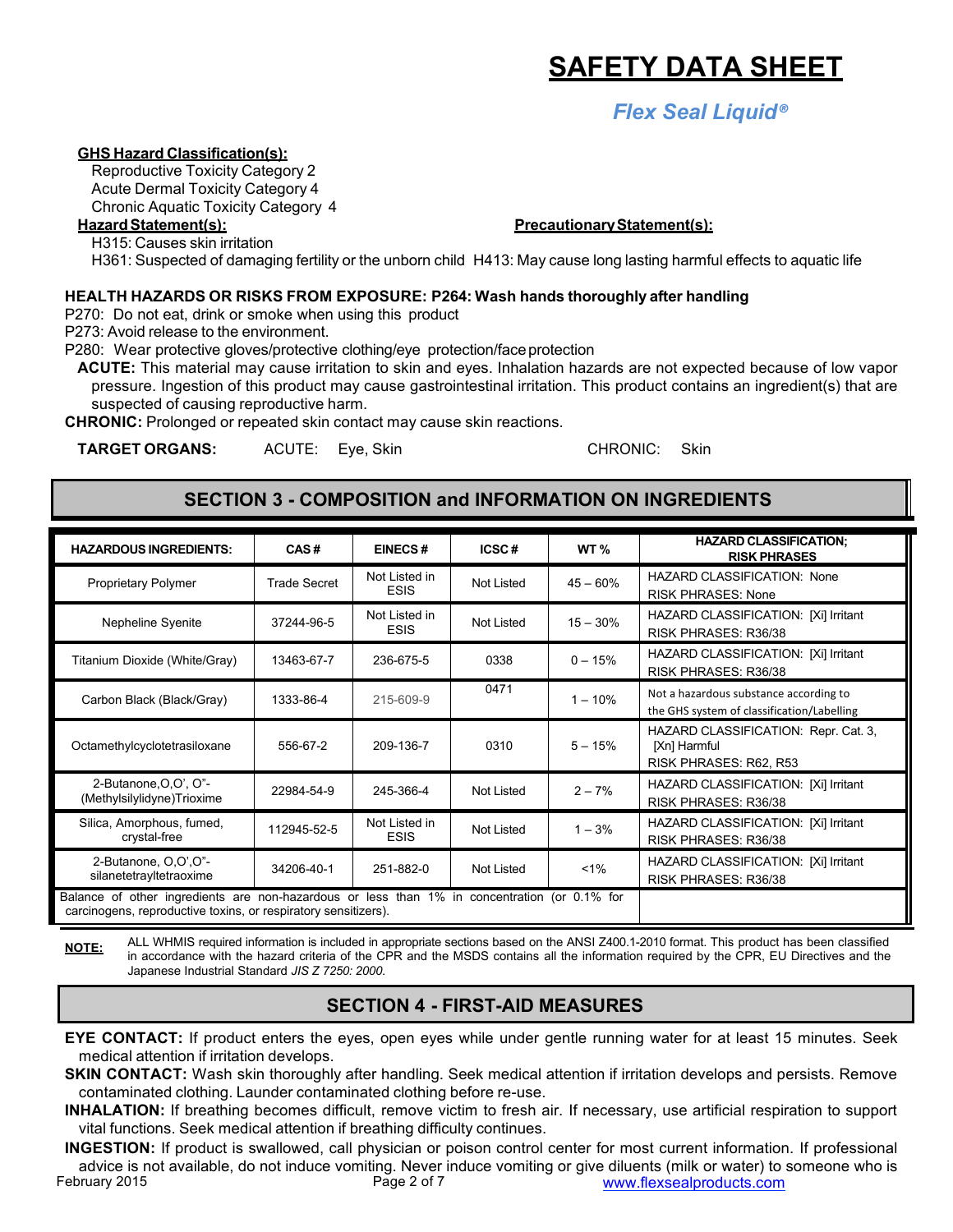# SAFETY DATA SHEET

*Flex Seal Liquid®*

**GHS Hazard Classification(s):**

Reproductive Toxicity Category 2
Acute Dermal Toxicity Category 4
Chronic Aquatic Toxicity Category 4

**Hazard Statement(s):**

H315: Causes skin irritation
H361: Suspected of damaging fertility or the unborn child H413: May cause long lasting harmful effects to aquatic life

**Precautionary Statement(s):**

**HEALTH HAZARDS OR RISKS FROM EXPOSURE: P264: Wash hands thoroughly after handling**

P270: Do not eat, drink or smoke when using this product
P273: Avoid release to the environment.
P280: Wear protective gloves/protective clothing/eye protection/face protection

**ACUTE:** This material may cause irritation to skin and eyes. Inhalation hazards are not expected because of low vapor pressure. Ingestion of this product may cause gastrointestinal irritation. This product contains an ingredient(s) that are suspected of causing reproductive harm.

**CHRONIC:** Prolonged or repeated skin contact may cause skin reactions.

**TARGET ORGANS:** ACUTE: Eye, Skin CHRONIC: Skin

## SECTION 3 - COMPOSITION and INFORMATION ON INGREDIENTS

| HAZARDOUS INGREDIENTS: | CAS # | EINECS # | ICSC # | WT % | HAZARD CLASSIFICATION; RISK PHRASES |
|---|---|---|---|---|---|
| Proprietary Polymer | Trade Secret | Not Listed in ESIS | Not Listed | 45 – 60% | HAZARD CLASSIFICATION: None RISK PHRASES: None |
| Nepheline Syenite | 37244-96-5 | Not Listed in ESIS | Not Listed | 15 – 30% | HAZARD CLASSIFICATION: [Xi] Irritant RISK PHRASES: R36/38 |
| Titanium Dioxide (White/Gray) | 13463-67-7 | 236-675-5 | 0338 | 0 – 15% | HAZARD CLASSIFICATION: [Xi] Irritant RISK PHRASES: R36/38 |
| Carbon Black (Black/Gray) | 1333-86-4 | 215-609-9 | 0471 | 1 – 10% | Not a hazardous substance according to the GHS system of classification/Labelling |
| Octamethylcyclotetrasiloxane | 556-67-2 | 209-136-7 | 0310 | 5 – 15% | HAZARD CLASSIFICATION: Repr. Cat. 3, [Xn] Harmful RISK PHRASES: R62, R53 |
| 2-Butanone,O,O', O"-(Methylsilylidyne)Trioxime | 22984-54-9 | 245-366-4 | Not Listed | 2 – 7% | HAZARD CLASSIFICATION: [Xi] Irritant RISK PHRASES: R36/38 |
| Silica, Amorphous, fumed, crystal-free | 112945-52-5 | Not Listed in ESIS | Not Listed | 1 – 3% | HAZARD CLASSIFICATION: [Xi] Irritant RISK PHRASES: R36/38 |
| 2-Butanone, O,O',O"-silanetetrayltetraoxime | 34206-40-1 | 251-882-0 | Not Listed | <1% | HAZARD CLASSIFICATION: [Xi] Irritant RISK PHRASES: R36/38 |
| Balance of other ingredients are non-hazardous or less than 1% in concentration (or 0.1% for carcinogens, reproductive toxins, or respiratory sensitizers). | | | | | |

**NOTE:** ALL WHMIS required information is included in appropriate sections based on the ANSI Z400.1-2010 format. This product has been classified in accordance with the hazard criteria of the CPR and the MSDS contains all the information required by the CPR, EU Directives and the Japanese Industrial Standard *JIS Z 7250: 2000.*

## SECTION 4 - FIRST-AID MEASURES

**EYE CONTACT:** If product enters the eyes, open eyes while under gentle running water for at least 15 minutes. Seek medical attention if irritation develops.

**SKIN CONTACT:** Wash skin thoroughly after handling. Seek medical attention if irritation develops and persists. Remove contaminated clothing. Launder contaminated clothing before re-use.

**INHALATION:** If breathing becomes difficult, remove victim to fresh air. If necessary, use artificial respiration to support vital functions. Seek medical attention if breathing difficulty continues.

**INGESTION:** If product is swallowed, call physician or poison control center for most current information. If professional advice is not available, do not induce vomiting. Never induce vomiting or give diluents (milk or water) to someone who is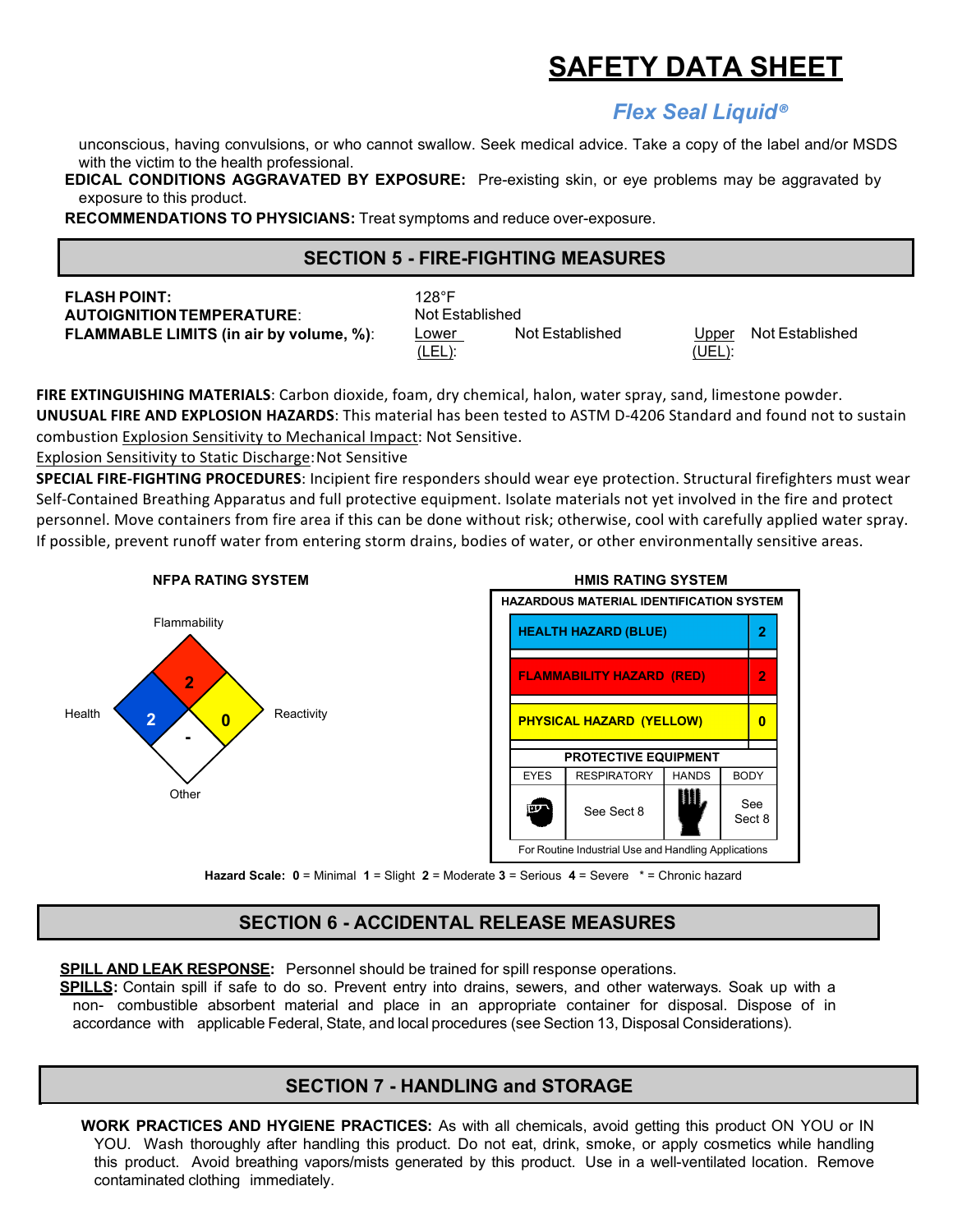unconscious, having convulsions, or who cannot swallow. Seek medical advice. Take a copy of the label and/or MSDS with the victim to the health professional.

**EDICAL CONDITIONS AGGRAVATED BY EXPOSURE:** Pre-existing skin, or eye problems may be aggravated by exposure to this product.

**RECOMMENDATIONS TO PHYSICIANS:** Treat symptoms and reduce over-exposure.

## SECTION 5 - FIRE-FIGHTING MEASURES

**FLASH POINT:** 128°F

**AUTOIGNITION TEMPERATURE**: Not Established

**FLAMMABLE LIMITS (in air by volume, %)**: Lower (LEL): Not Established Upper (UEL): Not Established

**FIRE EXTINGUISHING MATERIALS**: Carbon dioxide, foam, dry chemical, halon, water spray, sand, limestone powder.

**UNUSUAL FIRE AND EXPLOSION HAZARDS**: This material has been tested to ASTM D-4206 Standard and found not to sustain combustion Explosion Sensitivity to Mechanical Impact: Not Sensitive.

Explosion Sensitivity to Static Discharge: Not Sensitive

**SPECIAL FIRE-FIGHTING PROCEDURES**: Incipient fire responders should wear eye protection. Structural firefighters must wear Self-Contained Breathing Apparatus and full protective equipment. Isolate materials not yet involved in the fire and protect personnel. Move containers from fire area if this can be done without risk; otherwise, cool with carefully applied water spray. If possible, prevent runoff water from entering storm drains, bodies of water, or other environmentally sensitive areas.

**NFPA RATING SYSTEM**

| Health | Flammability | Reactivity | Other |
|---|---|---|---|
| 2 | 2 | 0 | - |

**HMIS RATING SYSTEM**

| HAZARDOUS MATERIAL IDENTIFICATION SYSTEM | |
|---|---|
| HEALTH HAZARD (BLUE) | 2 |
| FLAMMABILITY HAZARD (RED) | 2 |
| PHYSICAL HAZARD (YELLOW) | 0 |

| PROTECTIVE EQUIPMENT | | | |
|---|---|---|---|
| EYES | RESPIRATORY | HANDS | BODY |
| | See Sect 8 | | See Sect 8 |

For Routine Industrial Use and Handling Applications

**Hazard Scale: 0** = Minimal **1** = Slight **2** = Moderate **3** = Serious **4** = Severe * = Chronic hazard

## SECTION 6 - ACCIDENTAL RELEASE MEASURES

**SPILL AND LEAK RESPONSE:** Personnel should be trained for spill response operations.

**SPILLS:** Contain spill if safe to do so. Prevent entry into drains, sewers, and other waterways. Soak up with a non- combustible absorbent material and place in an appropriate container for disposal. Dispose of in accordance with applicable Federal, State, and local procedures (see Section 13, Disposal Considerations).

## SECTION 7 - HANDLING and STORAGE

**WORK PRACTICES AND HYGIENE PRACTICES:** As with all chemicals, avoid getting this product ON YOU or IN YOU. Wash thoroughly after handling this product. Do not eat, drink, smoke, or apply cosmetics while handling this product. Avoid breathing vapors/mists generated by this product. Use in a well-ventilated location. Remove contaminated clothing immediately.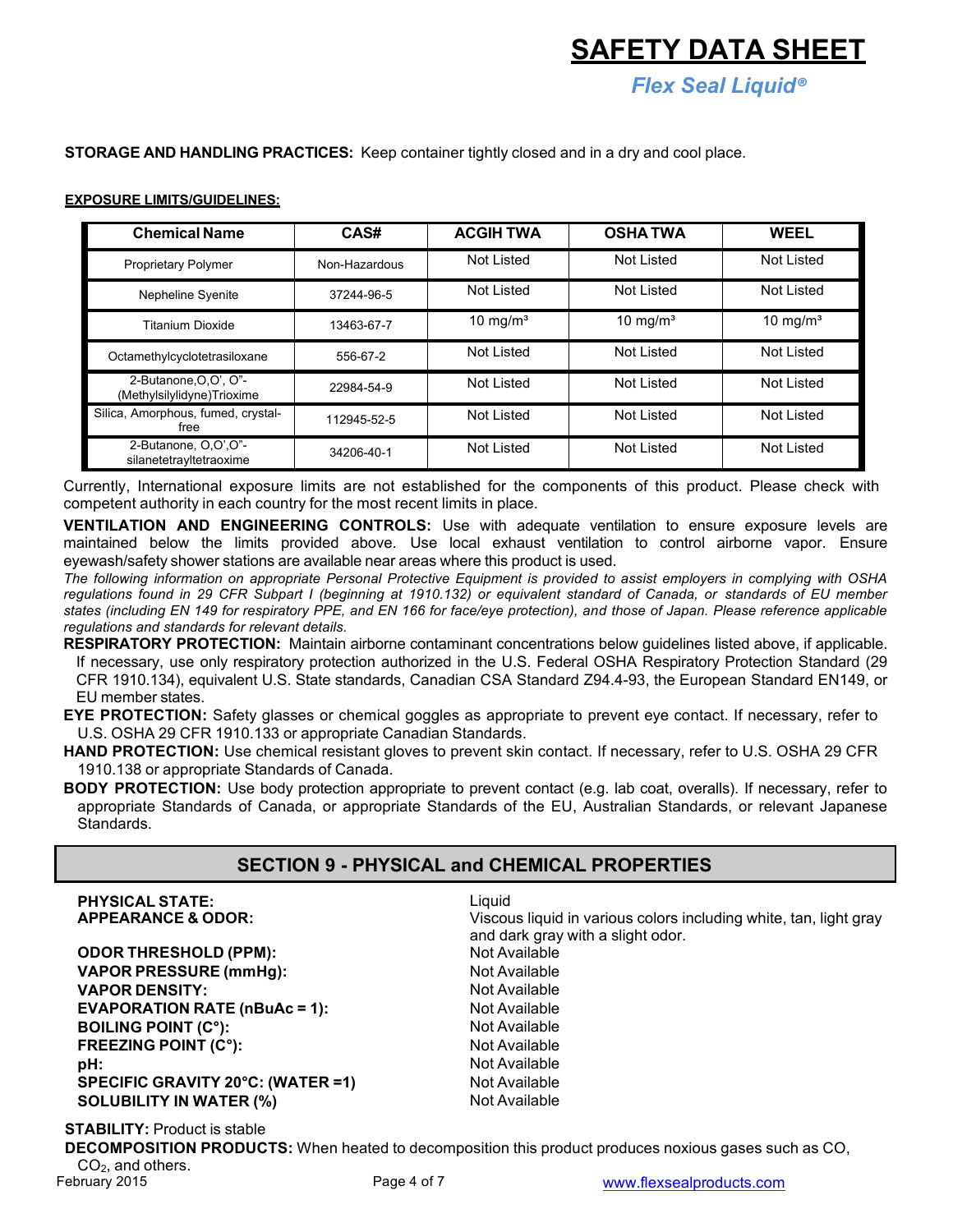**STORAGE AND HANDLING PRACTICES:** Keep container tightly closed and in a dry and cool place.

**EXPOSURE LIMITS/GUIDELINES:**

| Chemical Name | CAS# | ACGIH TWA | OSHA TWA | WEEL |
|---|---|---|---|---|
| Proprietary Polymer | Non-Hazardous | Not Listed | Not Listed | Not Listed |
| Nepheline Syenite | 37244-96-5 | Not Listed | Not Listed | Not Listed |
| Titanium Dioxide | 13463-67-7 | 10 mg/m³ | 10 mg/m³ | 10 mg/m³ |
| Octamethylcyclotetrasiloxane | 556-67-2 | Not Listed | Not Listed | Not Listed |
| 2-Butanone,O,O', O"-(Methylsilylidyne)Trioxime | 22984-54-9 | Not Listed | Not Listed | Not Listed |
| Silica, Amorphous, fumed, crystal-free | 112945-52-5 | Not Listed | Not Listed | Not Listed |
| 2-Butanone, O,O',O"-silanetetrayltetraoxime | 34206-40-1 | Not Listed | Not Listed | Not Listed |

Currently, International exposure limits are not established for the components of this product. Please check with competent authority in each country for the most recent limits in place.

**VENTILATION AND ENGINEERING CONTROLS:** Use with adequate ventilation to ensure exposure levels are maintained below the limits provided above. Use local exhaust ventilation to control airborne vapor. Ensure eyewash/safety shower stations are available near areas where this product is used.

*The following information on appropriate Personal Protective Equipment is provided to assist employers in complying with OSHA regulations found in 29 CFR Subpart I (beginning at 1910.132) or equivalent standard of Canada, or standards of EU member states (including EN 149 for respiratory PPE, and EN 166 for face/eye protection), and those of Japan. Please reference applicable regulations and standards for relevant details.*

**RESPIRATORY PROTECTION:** Maintain airborne contaminant concentrations below guidelines listed above, if applicable. If necessary, use only respiratory protection authorized in the U.S. Federal OSHA Respiratory Protection Standard (29 CFR 1910.134), equivalent U.S. State standards, Canadian CSA Standard Z94.4-93, the European Standard EN149, or EU member states.

**EYE PROTECTION:** Safety glasses or chemical goggles as appropriate to prevent eye contact. If necessary, refer to U.S. OSHA 29 CFR 1910.133 or appropriate Canadian Standards.

**HAND PROTECTION:** Use chemical resistant gloves to prevent skin contact. If necessary, refer to U.S. OSHA 29 CFR 1910.138 or appropriate Standards of Canada.

**BODY PROTECTION:** Use body protection appropriate to prevent contact (e.g. lab coat, overalls). If necessary, refer to appropriate Standards of Canada, or appropriate Standards of the EU, Australian Standards, or relevant Japanese Standards.

## SECTION 9 - PHYSICAL and CHEMICAL PROPERTIES

**PHYSICAL STATE:** Liquid

**APPEARANCE & ODOR:** Viscous liquid in various colors including white, tan, light gray and dark gray with a slight odor.

**ODOR THRESHOLD (PPM):** Not Available

**VAPOR PRESSURE (mmHg):** Not Available

**VAPOR DENSITY:** Not Available

**EVAPORATION RATE (nBuAc = 1):** Not Available

**BOILING POINT (C°):** Not Available

**FREEZING POINT (C°):** Not Available

**pH:** Not Available

**SPECIFIC GRAVITY 20°C: (WATER =1)** Not Available

**SOLUBILITY IN WATER (%)** Not Available

**STABILITY:** Product is stable

**DECOMPOSITION PRODUCTS:** When heated to decomposition this product produces noxious gases such as CO, $CO_2$, and others.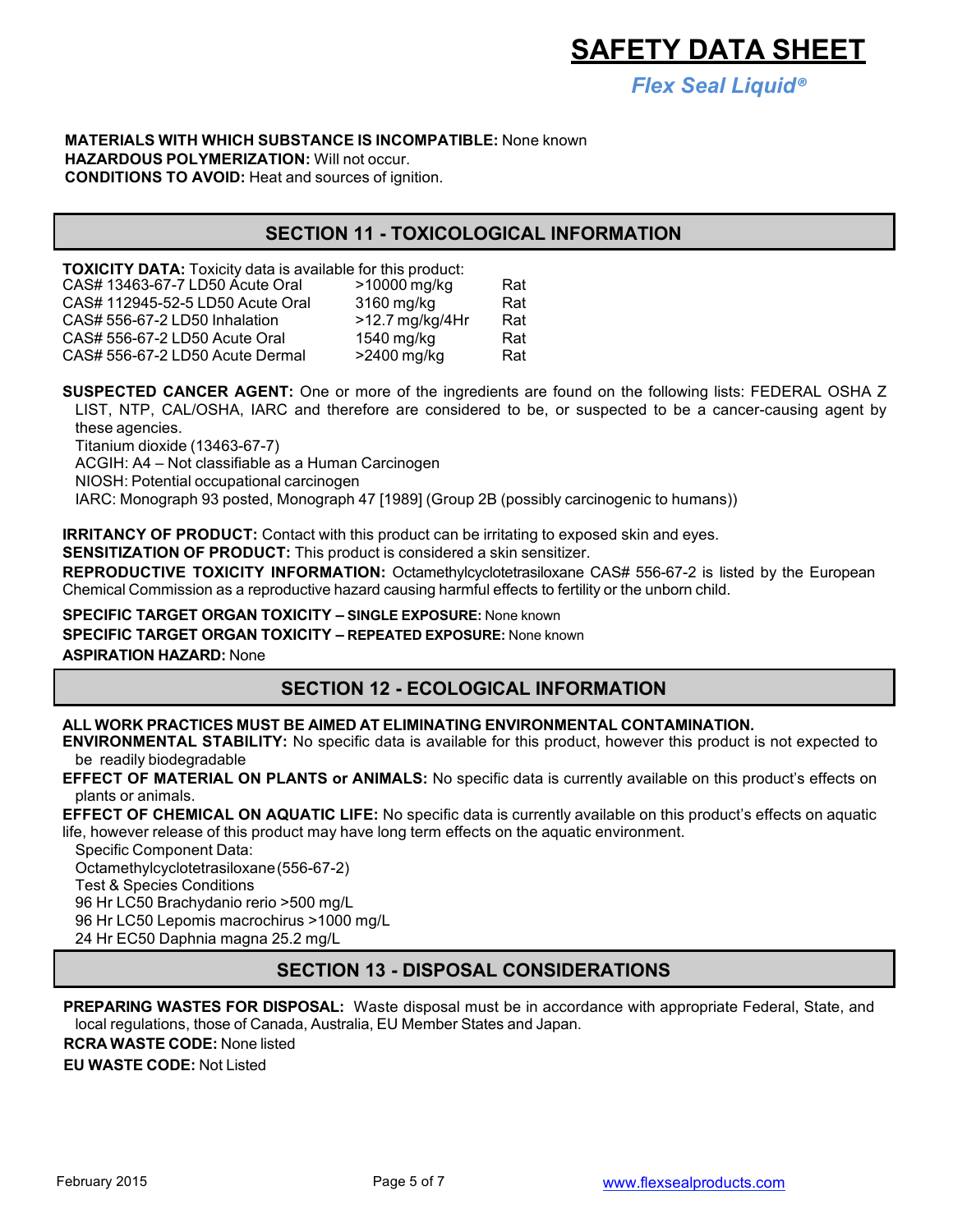**MATERIALS WITH WHICH SUBSTANCE IS INCOMPATIBLE:** None known
**HAZARDOUS POLYMERIZATION:** Will not occur.
**CONDITIONS TO AVOID:** Heat and sources of ignition.

## SECTION 11 - TOXICOLOGICAL INFORMATION

**TOXICITY DATA:** Toxicity data is available for this product:

| | | |
|---|---|---|
| CAS# 13463-67-7 LD50 Acute Oral | >10000 mg/kg | Rat |
| CAS# 112945-52-5 LD50 Acute Oral | 3160 mg/kg | Rat |
| CAS# 556-67-2 LD50 Inhalation | >12.7 mg/kg/4Hr | Rat |
| CAS# 556-67-2 LD50 Acute Oral | 1540 mg/kg | Rat |
| CAS# 556-67-2 LD50 Acute Dermal | >2400 mg/kg | Rat |

**SUSPECTED CANCER AGENT:** One or more of the ingredients are found on the following lists: FEDERAL OSHA Z LIST, NTP, CAL/OSHA, IARC and therefore are considered to be, or suspected to be a cancer-causing agent by these agencies.
Titanium dioxide (13463-67-7)
ACGIH: A4 – Not classifiable as a Human Carcinogen
NIOSH: Potential occupational carcinogen
IARC: Monograph 93 posted, Monograph 47 [1989] (Group 2B (possibly carcinogenic to humans))

**IRRITANCY OF PRODUCT:** Contact with this product can be irritating to exposed skin and eyes.
**SENSITIZATION OF PRODUCT:** This product is considered a skin sensitizer.
**REPRODUCTIVE TOXICITY INFORMATION:** Octamethylcyclotetrasiloxane CAS# 556-67-2 is listed by the European Chemical Commission as a reproductive hazard causing harmful effects to fertility or the unborn child.

**SPECIFIC TARGET ORGAN TOXICITY – SINGLE EXPOSURE:** None known
**SPECIFIC TARGET ORGAN TOXICITY – REPEATED EXPOSURE:** None known
**ASPIRATION HAZARD:** None

## SECTION 12 - ECOLOGICAL INFORMATION

**ALL WORK PRACTICES MUST BE AIMED AT ELIMINATING ENVIRONMENTAL CONTAMINATION.**
**ENVIRONMENTAL STABILITY:** No specific data is available for this product, however this product is not expected to be readily biodegradable
**EFFECT OF MATERIAL ON PLANTS or ANIMALS:** No specific data is currently available on this product's effects on plants or animals.
**EFFECT OF CHEMICAL ON AQUATIC LIFE:** No specific data is currently available on this product's effects on aquatic life, however release of this product may have long term effects on the aquatic environment.
Specific Component Data:
Octamethylcyclotetrasiloxane (556-67-2)
Test & Species Conditions
96 Hr LC50 Brachydanio rerio >500 mg/L
96 Hr LC50 Lepomis macrochirus >1000 mg/L
24 Hr EC50 Daphnia magna 25.2 mg/L

## SECTION 13 - DISPOSAL CONSIDERATIONS

**PREPARING WASTES FOR DISPOSAL:** Waste disposal must be in accordance with appropriate Federal, State, and local regulations, those of Canada, Australia, EU Member States and Japan.
**RCRA WASTE CODE:** None listed
**EU WASTE CODE:** Not Listed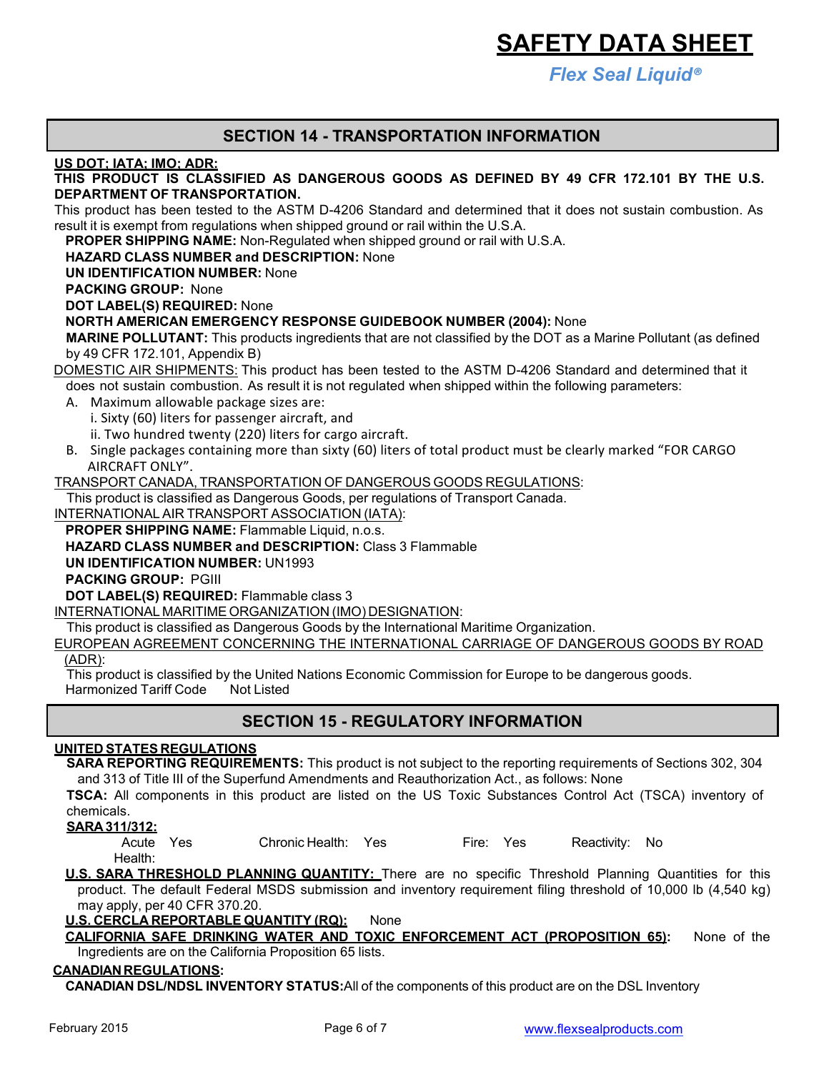# SAFETY DATA SHEET

*Flex Seal Liquid®*

## SECTION 14 - TRANSPORTATION INFORMATION

**US DOT; IATA; IMO; ADR:**

**THIS PRODUCT IS CLASSIFIED AS DANGEROUS GOODS AS DEFINED BY 49 CFR 172.101 BY THE U.S. DEPARTMENT OF TRANSPORTATION.**

This product has been tested to the ASTM D-4206 Standard and determined that it does not sustain combustion. As result it is exempt from regulations when shipped ground or rail within the U.S.A.

**PROPER SHIPPING NAME:** Non-Regulated when shipped ground or rail with U.S.A.

**HAZARD CLASS NUMBER and DESCRIPTION:** None

**UN IDENTIFICATION NUMBER:** None

**PACKING GROUP:** None

**DOT LABEL(S) REQUIRED:** None

**NORTH AMERICAN EMERGENCY RESPONSE GUIDEBOOK NUMBER (2004):** None

**MARINE POLLUTANT:** This products ingredients that are not classified by the DOT as a Marine Pollutant (as defined by 49 CFR 172.101, Appendix B)

DOMESTIC AIR SHIPMENTS: This product has been tested to the ASTM D-4206 Standard and determined that it does not sustain combustion. As result it is not regulated when shipped within the following parameters:

A. Maximum allowable package sizes are:
   i. Sixty (60) liters for passenger aircraft, and
   ii. Two hundred twenty (220) liters for cargo aircraft.
B. Single packages containing more than sixty (60) liters of total product must be clearly marked "FOR CARGO AIRCRAFT ONLY".

TRANSPORT CANADA, TRANSPORTATION OF DANGEROUS GOODS REGULATIONS:

This product is classified as Dangerous Goods, per regulations of Transport Canada.

INTERNATIONAL AIR TRANSPORT ASSOCIATION (IATA):

**PROPER SHIPPING NAME:** Flammable Liquid, n.o.s.

**HAZARD CLASS NUMBER and DESCRIPTION:** Class 3 Flammable

**UN IDENTIFICATION NUMBER:** UN1993

**PACKING GROUP:** PGIII

**DOT LABEL(S) REQUIRED:** Flammable class 3

INTERNATIONAL MARITIME ORGANIZATION (IMO) DESIGNATION:

This product is classified as Dangerous Goods by the International Maritime Organization.

EUROPEAN AGREEMENT CONCERNING THE INTERNATIONAL CARRIAGE OF DANGEROUS GOODS BY ROAD (ADR):

This product is classified by the United Nations Economic Commission for Europe to be dangerous goods.

Harmonized Tariff Code    Not Listed

## SECTION 15 - REGULATORY INFORMATION

**UNITED STATES REGULATIONS**

**SARA REPORTING REQUIREMENTS:** This product is not subject to the reporting requirements of Sections 302, 304 and 313 of Title III of the Superfund Amendments and Reauthorization Act., as follows: None

**TSCA:** All components in this product are listed on the US Toxic Substances Control Act (TSCA) inventory of chemicals.

**SARA 311/312:**

| Acute Health: | Yes | Chronic Health: | Yes | Fire: | Yes | Reactivity: | No |
|---|---|---|---|---|---|---|---|

**U.S. SARA THRESHOLD PLANNING QUANTITY:** There are no specific Threshold Planning Quantities for this product. The default Federal MSDS submission and inventory requirement filing threshold of 10,000 lb (4,540 kg) may apply, per 40 CFR 370.20.

**U.S. CERCLA REPORTABLE QUANTITY (RQ):** None

**CALIFORNIA SAFE DRINKING WATER AND TOXIC ENFORCEMENT ACT (PROPOSITION 65):** None of the Ingredients are on the California Proposition 65 lists.

**CANADIAN REGULATIONS:**

**CANADIAN DSL/NDSL INVENTORY STATUS:** All of the components of this product are on the DSL Inventory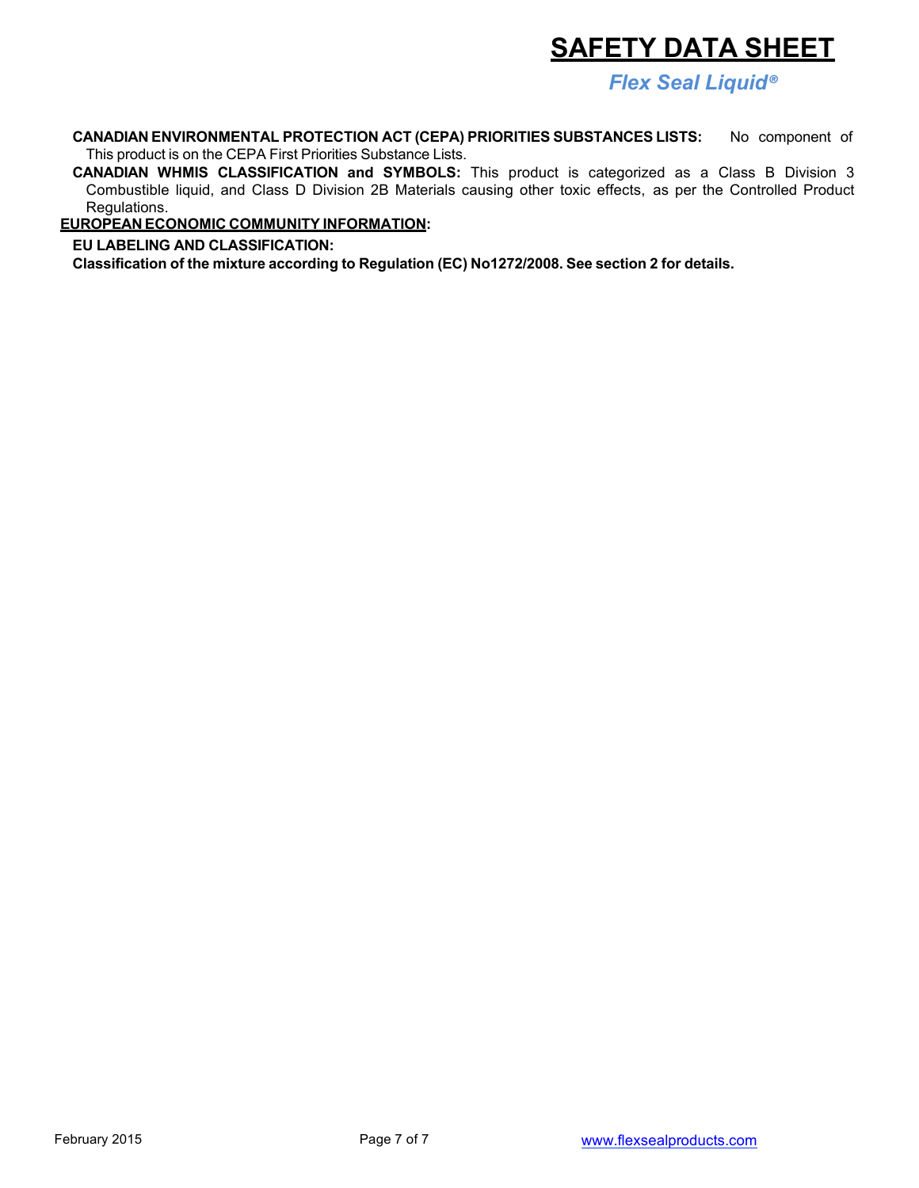**CANADIAN ENVIRONMENTAL PROTECTION ACT (CEPA) PRIORITIES SUBSTANCES LISTS:** No component of This product is on the CEPA First Priorities Substance Lists.

**CANADIAN WHMIS CLASSIFICATION and SYMBOLS:** This product is categorized as a Class B Division 3 Combustible liquid, and Class D Division 2B Materials causing other toxic effects, as per the Controlled Product Regulations.

**EUROPEAN ECONOMIC COMMUNITY INFORMATION:**

**EU LABELING AND CLASSIFICATION:**

**Classification of the mixture according to Regulation (EC) No1272/2008. See section 2 for details.**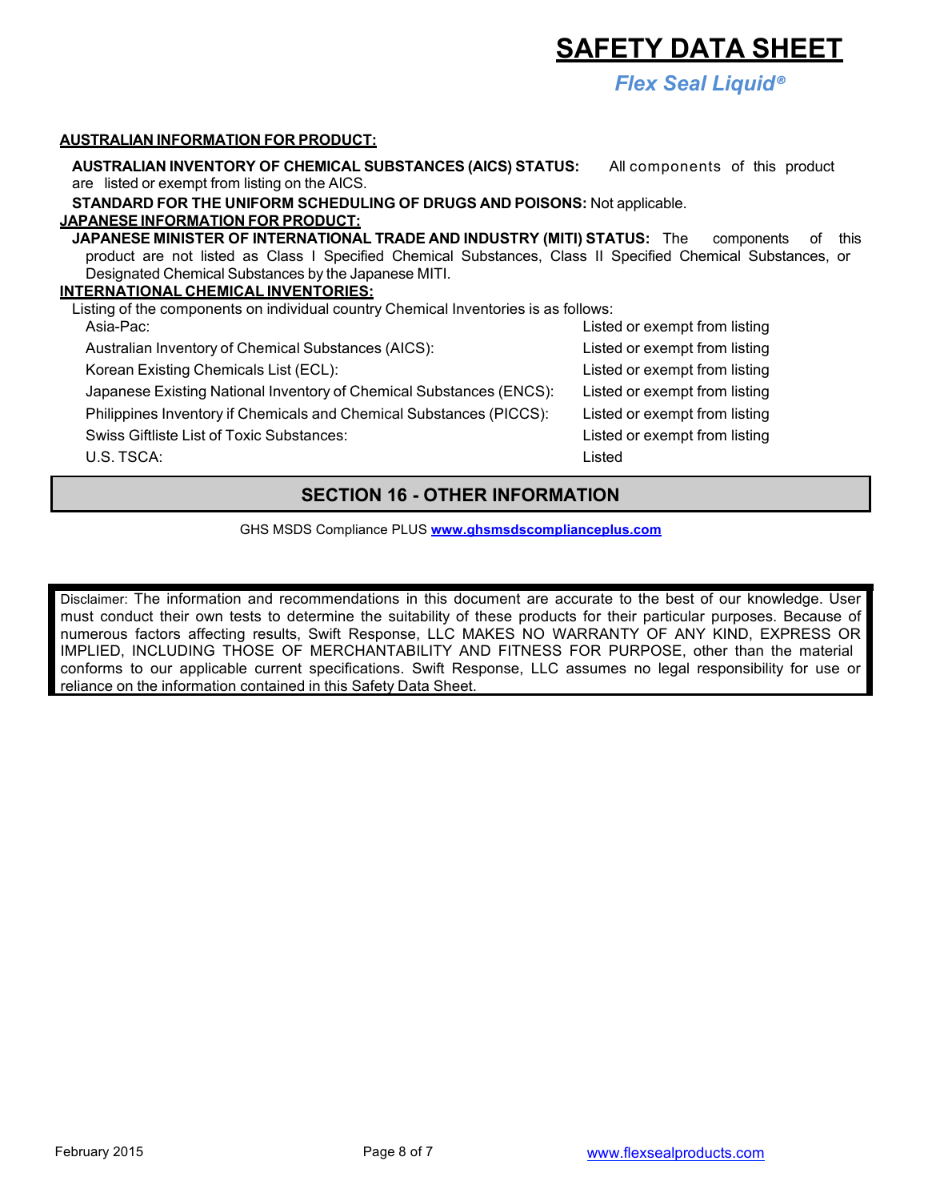**AUSTRALIAN INFORMATION FOR PRODUCT:**

**AUSTRALIAN INVENTORY OF CHEMICAL SUBSTANCES (AICS) STATUS:** All components of this product are listed or exempt from listing on the AICS.

**STANDARD FOR THE UNIFORM SCHEDULING OF DRUGS AND POISONS:** Not applicable.

**JAPANESE INFORMATION FOR PRODUCT:**

**JAPANESE MINISTER OF INTERNATIONAL TRADE AND INDUSTRY (MITI) STATUS:** The components of this product are not listed as Class I Specified Chemical Substances, Class II Specified Chemical Substances, or Designated Chemical Substances by the Japanese MITI.

**INTERNATIONAL CHEMICAL INVENTORIES:**

Listing of the components on individual country Chemical Inventories is as follows:

| | |
|---|---|
| Asia-Pac: | Listed or exempt from listing |
| Australian Inventory of Chemical Substances (AICS): | Listed or exempt from listing |
| Korean Existing Chemicals List (ECL): | Listed or exempt from listing |
| Japanese Existing National Inventory of Chemical Substances (ENCS): | Listed or exempt from listing |
| Philippines Inventory if Chemicals and Chemical Substances (PICCS): | Listed or exempt from listing |
| Swiss Giftliste List of Toxic Substances: | Listed or exempt from listing |
| U.S. TSCA: | Listed |

## SECTION 16 - OTHER INFORMATION

GHS MSDS Compliance PLUS **www.ghsmsdscomplianceplus.com**

Disclaimer: The information and recommendations in this document are accurate to the best of our knowledge. User must conduct their own tests to determine the suitability of these products for their particular purposes. Because of numerous factors affecting results, Swift Response, LLC MAKES NO WARRANTY OF ANY KIND, EXPRESS OR IMPLIED, INCLUDING THOSE OF MERCHANTABILITY AND FITNESS FOR PURPOSE, other than the material conforms to our applicable current specifications. Swift Response, LLC assumes no legal responsibility for use or reliance on the information contained in this Safety Data Sheet.